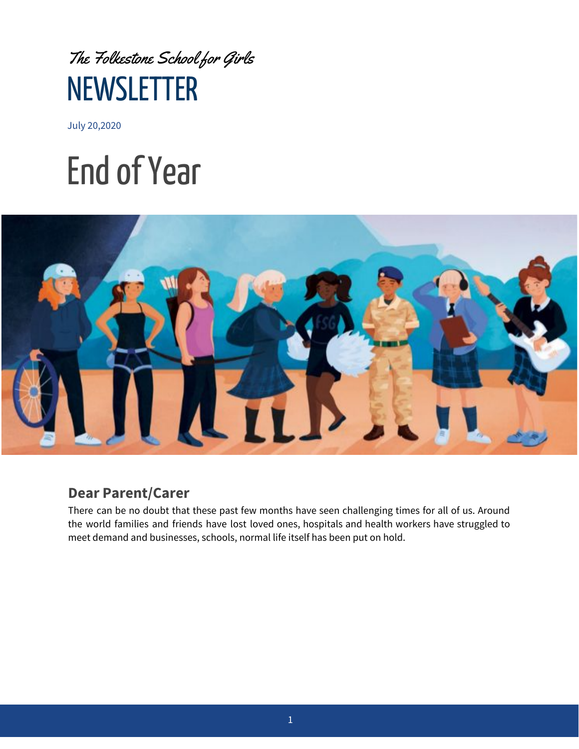*The Folkestone School for Girls*

# NEWSLETTER

July 20,2020

# End of Year

## Dear Parent/Carer

There can be no doubt that these past few months have seen challenging times for all of us. Around the world families and friends have lost loved ones, hospitals and health workers have struggled to meet demand and businesses, schools, normal life itself has been put on hold.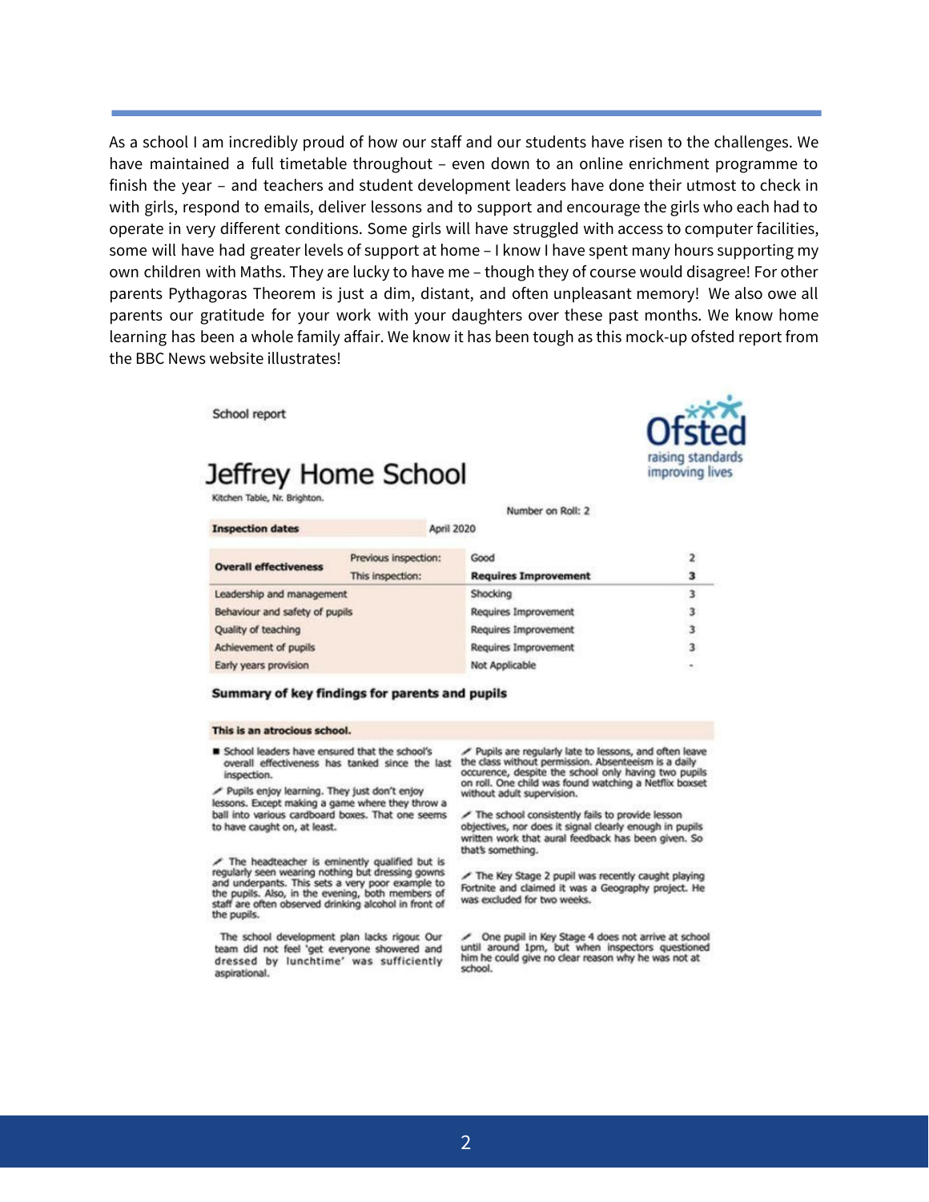As a school I am incredibly proud of how our staff and our students have risen to the challenges. We have maintained a full timetable throughout – even down to an online enrichment programme to finish the year – and teachers and student development leaders have done their utmost to check in with girls, respond to emails, deliver lessons and to support and encourage the girls who each had to operate in very different conditions. Some girls will have struggled with access to computer facilities, some will have had greater levels of support at home – I know I have spent many hours supporting my own children with Maths. They are lucky to have me – though they of course would disagree! For other parents Pythagoras Theorem is just a dim, distant, and often unpleasant memory! We also owe all parents our gratitude for your work with your daughters over these past months. We know home learning has been a whole family affair. We know it has been tough as this mock-up ofsted report from the BBC News website illustrates!

School report

Ofsted
raising standards
improving lives

# Jeffrey Home School

Kitchen Table, Nr. Brighton.

Number on Roll: 2

| Inspection dates | | April 2020 | |
|---|---|---|---|
| Overall effectiveness | Previous inspection: | Good | 2 |
| | This inspection: | **Requires Improvement** | **3** |
| Leadership and management | | Shocking | 3 |
| Behaviour and safety of pupils | | Requires Improvement | 3 |
| Quality of teaching | | Requires Improvement | 3 |
| Achievement of pupils | | Requires Improvement | 3 |
| Early years provision | | Not Applicable | - |

## Summary of key findings for parents and pupils

**This is an atrocious school.**

- School leaders have ensured that the school's overall effectiveness has tanked since the last inspection.
- Pupils enjoy learning. They just don't enjoy lessons. Except making a game where they throw a ball into various cardboard boxes. That one seems to have caught on, at least.
- The headteacher is eminently qualified but is regularly seen wearing nothing but dressing gowns and underpants. This sets a very poor example to the pupils. Also, in the evening, both members of staff are often observed drinking alcohol in front of the pupils.
- The school development plan lacks rigour. Our team did not feel 'get everyone showered and dressed by lunchtime' was sufficiently aspirational.
- Pupils are regularly late to lessons, and often leave the class without permission. Absenteeism is a daily occurence, despite the school only having two pupils on roll. One child was found watching a Netflix boxset without adult supervision.
- The school consistently fails to provide lesson objectives, nor does it signal clearly enough in pupils written work that aural feedback has been given. So that's something.
- The Key Stage 2 pupil was recently caught playing Fortnite and claimed it was a Geography project. He was excluded for two weeks.
- One pupil in Key Stage 4 does not arrive at school until around 1pm, but when inspectors questioned him he could give no clear reason why he was not at school.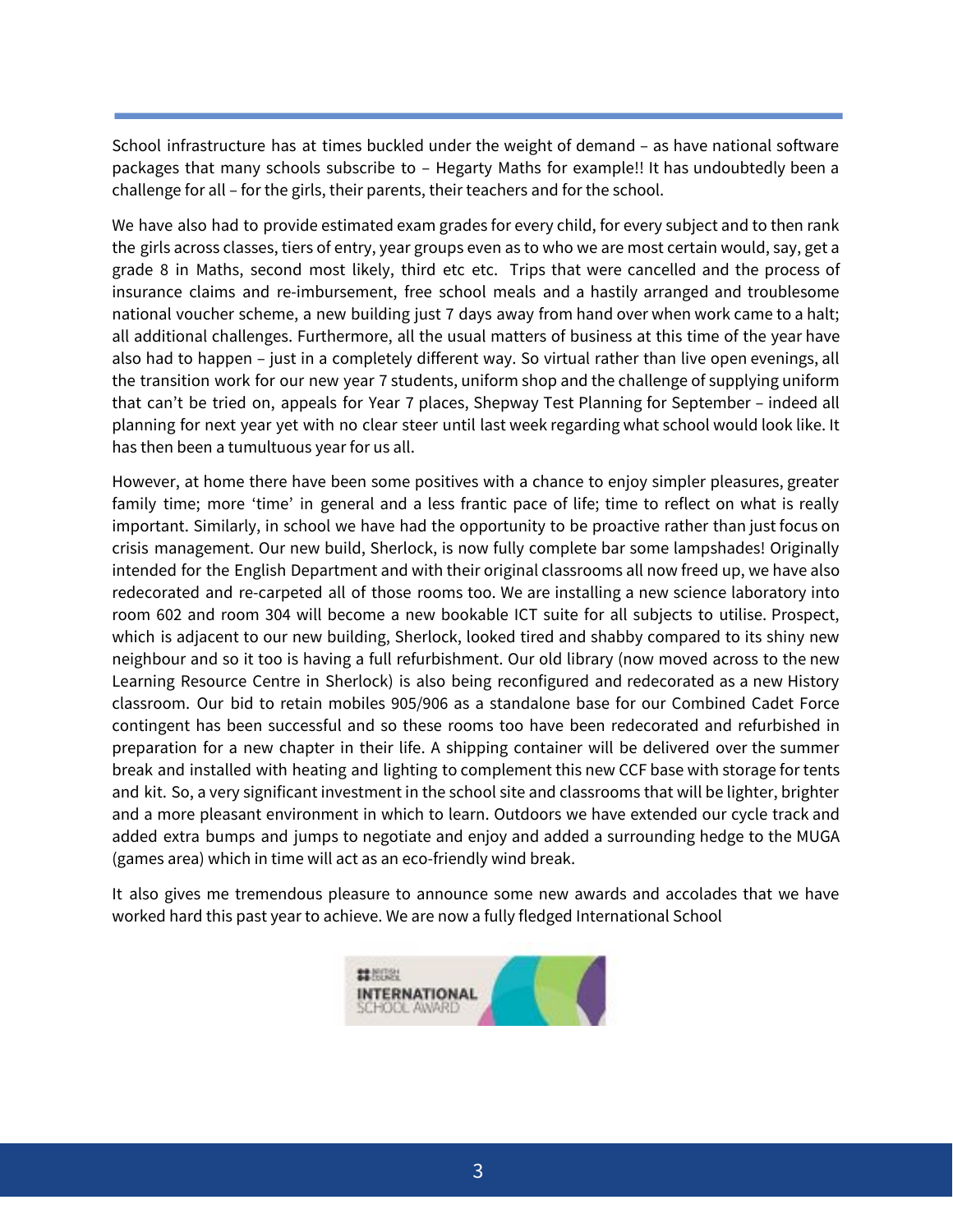School infrastructure has at times buckled under the weight of demand – as have national software packages that many schools subscribe to – Hegarty Maths for example!! It has undoubtedly been a challenge for all – for the girls, their parents, their teachers and for the school.

We have also had to provide estimated exam grades for every child, for every subject and to then rank the girls across classes, tiers of entry, year groups even as to who we are most certain would, say, get a grade 8 in Maths, second most likely, third etc etc. Trips that were cancelled and the process of insurance claims and re-imbursement, free school meals and a hastily arranged and troublesome national voucher scheme, a new building just 7 days away from hand over when work came to a halt; all additional challenges. Furthermore, all the usual matters of business at this time of the year have also had to happen – just in a completely different way. So virtual rather than live open evenings, all the transition work for our new year 7 students, uniform shop and the challenge of supplying uniform that can't be tried on, appeals for Year 7 places, Shepway Test Planning for September – indeed all planning for next year yet with no clear steer until last week regarding what school would look like. It has then been a tumultuous year for us all.

However, at home there have been some positives with a chance to enjoy simpler pleasures, greater family time; more 'time' in general and a less frantic pace of life; time to reflect on what is really important. Similarly, in school we have had the opportunity to be proactive rather than just focus on crisis management. Our new build, Sherlock, is now fully complete bar some lampshades! Originally intended for the English Department and with their original classrooms all now freed up, we have also redecorated and re-carpeted all of those rooms too. We are installing a new science laboratory into room 602 and room 304 will become a new bookable ICT suite for all subjects to utilise. Prospect, which is adjacent to our new building, Sherlock, looked tired and shabby compared to its shiny new neighbour and so it too is having a full refurbishment. Our old library (now moved across to the new Learning Resource Centre in Sherlock) is also being reconfigured and redecorated as a new History classroom. Our bid to retain mobiles 905/906 as a standalone base for our Combined Cadet Force contingent has been successful and so these rooms too have been redecorated and refurbished in preparation for a new chapter in their life. A shipping container will be delivered over the summer break and installed with heating and lighting to complement this new CCF base with storage for tents and kit. So, a very significant investment in the school site and classrooms that will be lighter, brighter and a more pleasant environment in which to learn. Outdoors we have extended our cycle track and added extra bumps and jumps to negotiate and enjoy and added a surrounding hedge to the MUGA (games area) which in time will act as an eco-friendly wind break.

It also gives me tremendous pleasure to announce some new awards and accolades that we have worked hard this past year to achieve. We are now a fully fledged International School

BRITISH COUNCIL
INTERNATIONAL
SCHOOL AWARD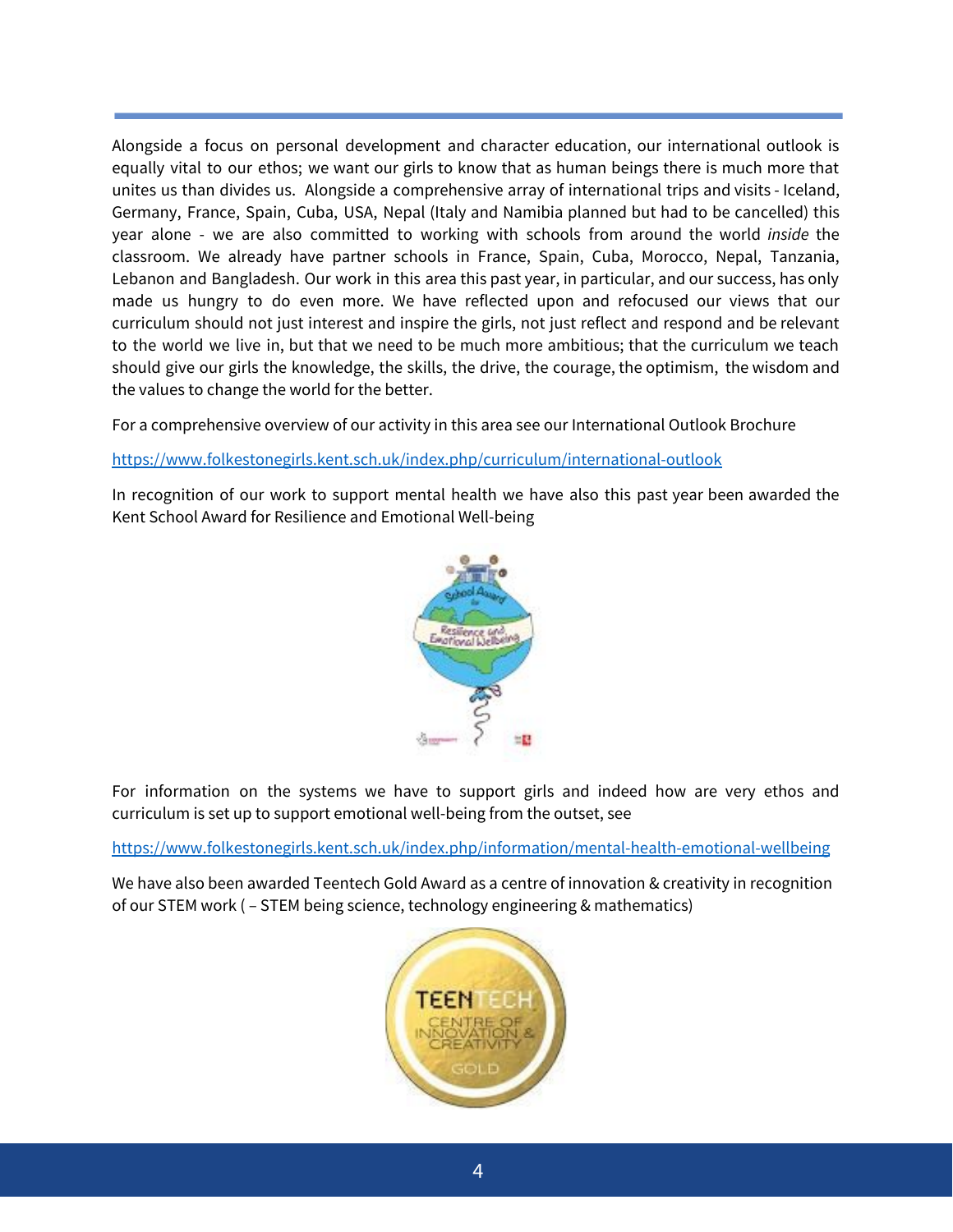Alongside a focus on personal development and character education, our international outlook is equally vital to our ethos; we want our girls to know that as human beings there is much more that unites us than divides us. Alongside a comprehensive array of international trips and visits - Iceland, Germany, France, Spain, Cuba, USA, Nepal (Italy and Namibia planned but had to be cancelled) this year alone - we are also committed to working with schools from around the world *inside* the classroom. We already have partner schools in France, Spain, Cuba, Morocco, Nepal, Tanzania, Lebanon and Bangladesh. Our work in this area this past year, in particular, and our success, has only made us hungry to do even more. We have reflected upon and refocused our views that our curriculum should not just interest and inspire the girls, not just reflect and respond and be relevant to the world we live in, but that we need to be much more ambitious; that the curriculum we teach should give our girls the knowledge, the skills, the drive, the courage, the optimism, the wisdom and the values to change the world for the better.

For a comprehensive overview of our activity in this area see our International Outlook Brochure

https://www.folkestonegirls.kent.sch.uk/index.php/curriculum/international-outlook

In recognition of our work to support mental health we have also this past year been awarded the Kent School Award for Resilience and Emotional Well-being

For information on the systems we have to support girls and indeed how are very ethos and curriculum is set up to support emotional well-being from the outset, see

https://www.folkestonegirls.kent.sch.uk/index.php/information/mental-health-emotional-wellbeing

We have also been awarded Teentech Gold Award as a centre of innovation & creativity in recognition of our STEM work ( – STEM being science, technology engineering & mathematics)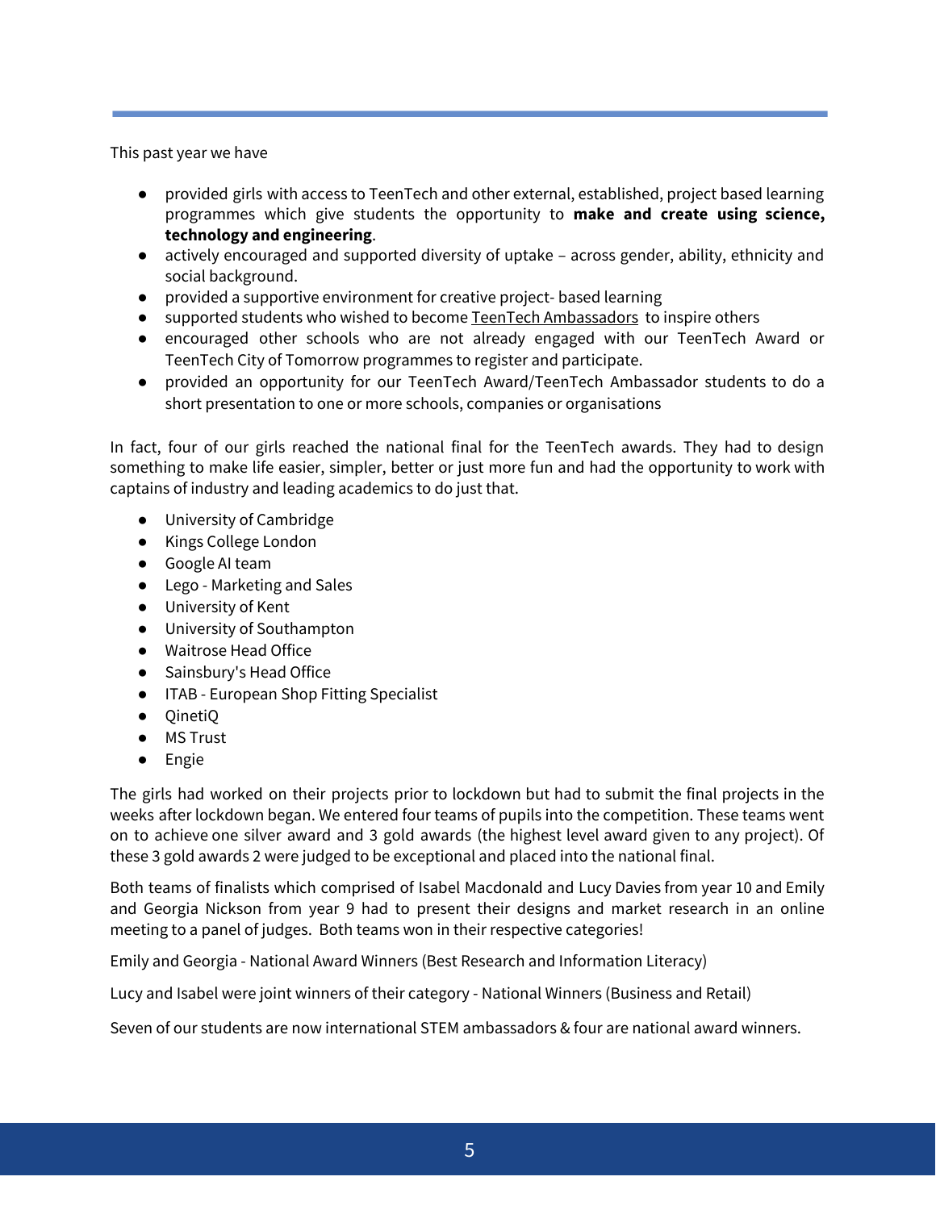This past year we have

- provided girls with access to TeenTech and other external, established, project based learning programmes which give students the opportunity to **make and create using science, technology and engineering**.
- actively encouraged and supported diversity of uptake – across gender, ability, ethnicity and social background.
- provided a supportive environment for creative project- based learning
- supported students who wished to become TeenTech Ambassadors to inspire others
- encouraged other schools who are not already engaged with our TeenTech Award or TeenTech City of Tomorrow programmes to register and participate.
- provided an opportunity for our TeenTech Award/TeenTech Ambassador students to do a short presentation to one or more schools, companies or organisations

In fact, four of our girls reached the national final for the TeenTech awards. They had to design something to make life easier, simpler, better or just more fun and had the opportunity to work with captains of industry and leading academics to do just that.

- University of Cambridge
- Kings College London
- Google AI team
- Lego - Marketing and Sales
- University of Kent
- University of Southampton
- Waitrose Head Office
- Sainsbury's Head Office
- ITAB - European Shop Fitting Specialist
- QinetiQ
- MS Trust
- Engie

The girls had worked on their projects prior to lockdown but had to submit the final projects in the weeks after lockdown began. We entered four teams of pupils into the competition. These teams went on to achieve one silver award and 3 gold awards (the highest level award given to any project). Of these 3 gold awards 2 were judged to be exceptional and placed into the national final.

Both teams of finalists which comprised of Isabel Macdonald and Lucy Davies from year 10 and Emily and Georgia Nickson from year 9 had to present their designs and market research in an online meeting to a panel of judges. Both teams won in their respective categories!

Emily and Georgia - National Award Winners (Best Research and Information Literacy)

Lucy and Isabel were joint winners of their category - National Winners (Business and Retail)

Seven of our students are now international STEM ambassadors & four are national award winners.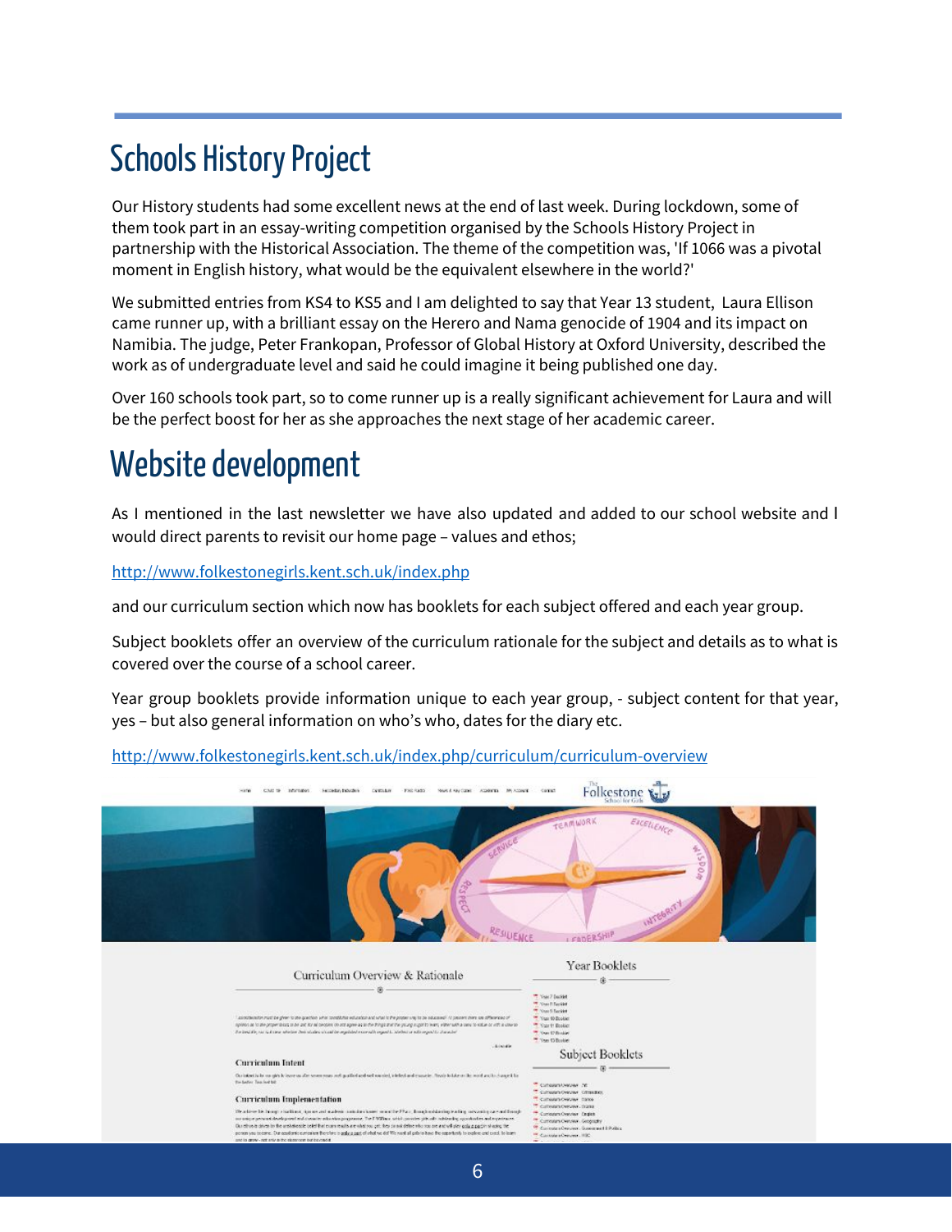# Schools History Project

Our History students had some excellent news at the end of last week. During lockdown, some of them took part in an essay-writing competition organised by the Schools History Project in partnership with the Historical Association. The theme of the competition was, 'If 1066 was a pivotal moment in English history, what would be the equivalent elsewhere in the world?'

We submitted entries from KS4 to KS5 and I am delighted to say that Year 13 student, Laura Ellison came runner up, with a brilliant essay on the Herero and Nama genocide of 1904 and its impact on Namibia. The judge, Peter Frankopan, Professor of Global History at Oxford University, described the work as of undergraduate level and said he could imagine it being published one day.

Over 160 schools took part, so to come runner up is a really significant achievement for Laura and will be the perfect boost for her as she approaches the next stage of her academic career.

# Website development

As I mentioned in the last newsletter we have also updated and added to our school website and I would direct parents to revisit our home page – values and ethos;

http://www.folkestonegirls.kent.sch.uk/index.php

and our curriculum section which now has booklets for each subject offered and each year group.

Subject booklets offer an overview of the curriculum rationale for the subject and details as to what is covered over the course of a school career.

Year group booklets provide information unique to each year group, - subject content for that year, yes – but also general information on who's who, dates for the diary etc.

http://www.folkestonegirls.kent.sch.uk/index.php/curriculum/curriculum-overview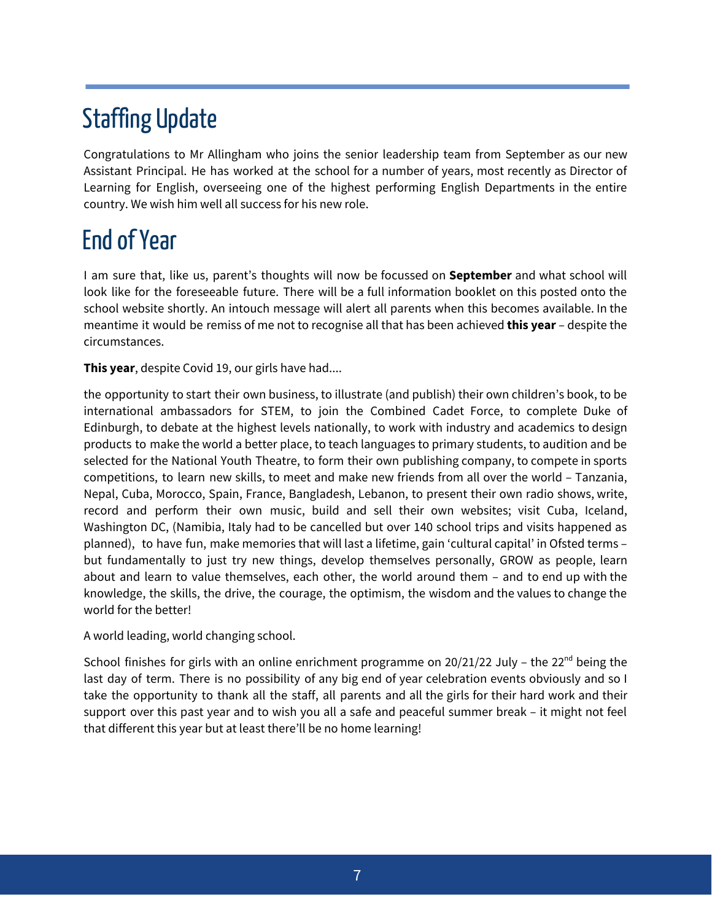# Staffing Update

Congratulations to Mr Allingham who joins the senior leadership team from September as our new Assistant Principal. He has worked at the school for a number of years, most recently as Director of Learning for English, overseeing one of the highest performing English Departments in the entire country. We wish him well all success for his new role.

# End of Year

I am sure that, like us, parent's thoughts will now be focussed on **September** and what school will look like for the foreseeable future. There will be a full information booklet on this posted onto the school website shortly. An intouch message will alert all parents when this becomes available. In the meantime it would be remiss of me not to recognise all that has been achieved **this year** – despite the circumstances.

**This year**, despite Covid 19, our girls have had....

the opportunity to start their own business, to illustrate (and publish) their own children's book, to be international ambassadors for STEM, to join the Combined Cadet Force, to complete Duke of Edinburgh, to debate at the highest levels nationally, to work with industry and academics to design products to make the world a better place, to teach languages to primary students, to audition and be selected for the National Youth Theatre, to form their own publishing company, to compete in sports competitions, to learn new skills, to meet and make new friends from all over the world – Tanzania, Nepal, Cuba, Morocco, Spain, France, Bangladesh, Lebanon, to present their own radio shows, write, record and perform their own music, build and sell their own websites; visit Cuba, Iceland, Washington DC, (Namibia, Italy had to be cancelled but over 140 school trips and visits happened as planned), to have fun, make memories that will last a lifetime, gain 'cultural capital' in Ofsted terms – but fundamentally to just try new things, develop themselves personally, GROW as people, learn about and learn to value themselves, each other, the world around them – and to end up with the knowledge, the skills, the drive, the courage, the optimism, the wisdom and the values to change the world for the better!

A world leading, world changing school.

School finishes for girls with an online enrichment programme on 20/21/22 July – the 22nd being the last day of term. There is no possibility of any big end of year celebration events obviously and so I take the opportunity to thank all the staff, all parents and all the girls for their hard work and their support over this past year and to wish you all a safe and peaceful summer break – it might not feel that different this year but at least there'll be no home learning!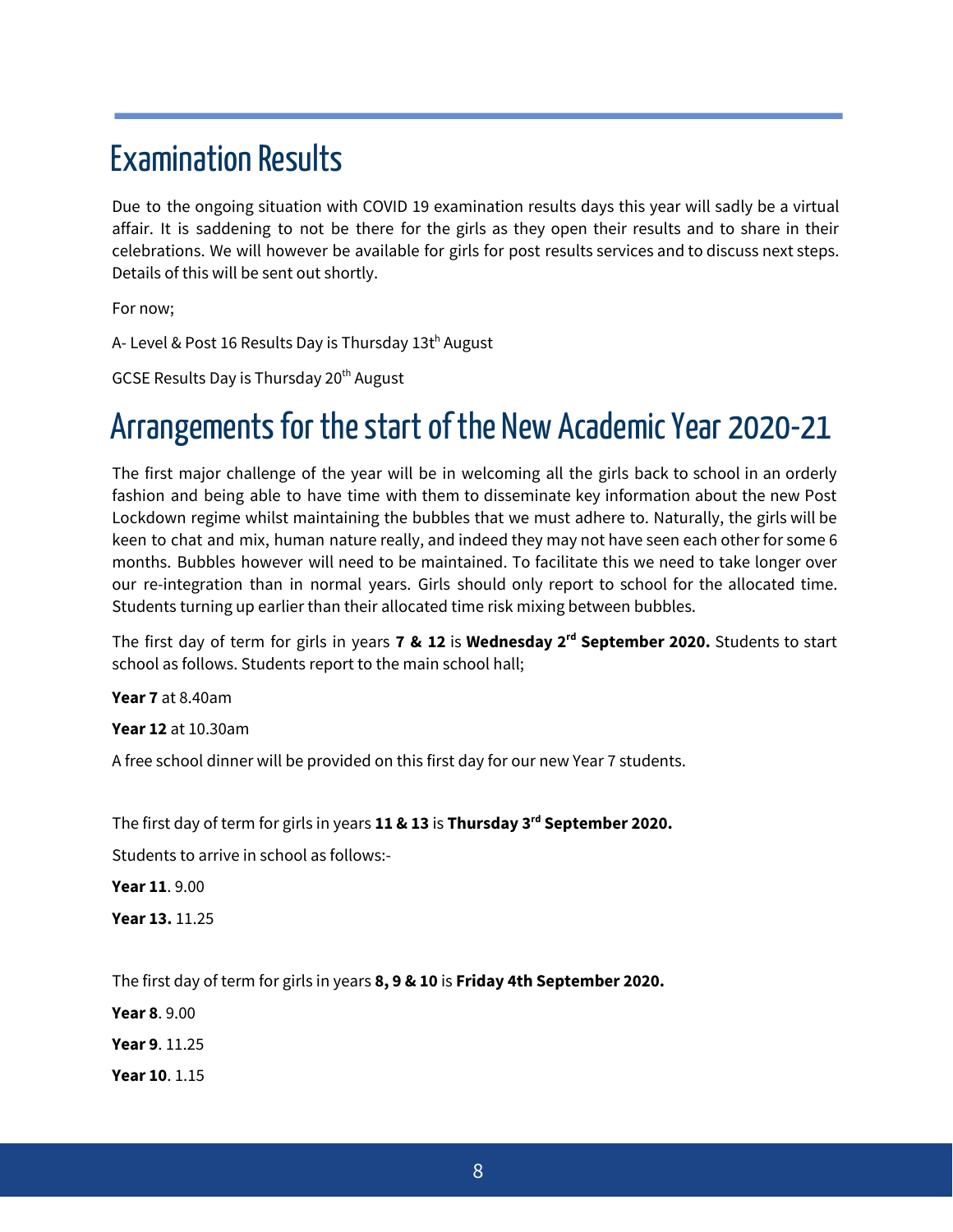# Examination Results

Due to the ongoing situation with COVID 19 examination results days this year will sadly be a virtual affair. It is saddening to not be there for the girls as they open their results and to share in their celebrations. We will however be available for girls for post results services and to discuss next steps. Details of this will be sent out shortly.

For now;

A- Level & Post 16 Results Day is Thursday 13th August

GCSE Results Day is Thursday 20th August

# Arrangements for the start of the New Academic Year 2020-21

The first major challenge of the year will be in welcoming all the girls back to school in an orderly fashion and being able to have time with them to disseminate key information about the new Post Lockdown regime whilst maintaining the bubbles that we must adhere to. Naturally, the girls will be keen to chat and mix, human nature really, and indeed they may not have seen each other for some 6 months. Bubbles however will need to be maintained. To facilitate this we need to take longer over our re-integration than in normal years. Girls should only report to school for the allocated time. Students turning up earlier than their allocated time risk mixing between bubbles.

The first day of term for girls in years **7 & 12** is **Wednesday 2rd September 2020.** Students to start school as follows. Students report to the main school hall;

**Year 7** at 8.40am

**Year 12** at 10.30am

A free school dinner will be provided on this first day for our new Year 7 students.

The first day of term for girls in years **11 & 13** is **Thursday 3rd September 2020.**

Students to arrive in school as follows:-

**Year 11**. 9.00

**Year 13.** 11.25

The first day of term for girls in years **8, 9 & 10** is **Friday 4th September 2020.**

**Year 8**. 9.00

**Year 9**. 11.25

**Year 10**. 1.15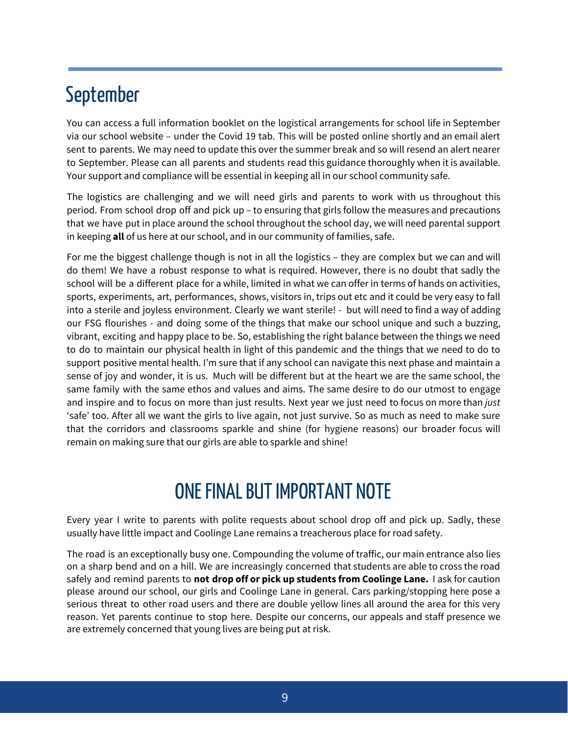# September

You can access a full information booklet on the logistical arrangements for school life in September via our school website – under the Covid 19 tab. This will be posted online shortly and an email alert sent to parents. We may need to update this over the summer break and so will resend an alert nearer to September. Please can all parents and students read this guidance thoroughly when it is available. Your support and compliance will be essential in keeping all in our school community safe.

The logistics are challenging and we will need girls and parents to work with us throughout this period. From school drop off and pick up – to ensuring that girls follow the measures and precautions that we have put in place around the school throughout the school day, we will need parental support in keeping **all** of us here at our school, and in our community of families, safe.

For me the biggest challenge though is not in all the logistics – they are complex but we can and will do them! We have a robust response to what is required. However, there is no doubt that sadly the school will be a different place for a while, limited in what we can offer in terms of hands on activities, sports, experiments, art, performances, shows, visitors in, trips out etc and it could be very easy to fall into a sterile and joyless environment. Clearly we want sterile! - but will need to find a way of adding our FSG flourishes - and doing some of the things that make our school unique and such a buzzing, vibrant, exciting and happy place to be. So, establishing the right balance between the things we need to do to maintain our physical health in light of this pandemic and the things that we need to do to support positive mental health. I'm sure that if any school can navigate this next phase and maintain a sense of joy and wonder, it is us. Much will be different but at the heart we are the same school, the same family with the same ethos and values and aims. The same desire to do our utmost to engage and inspire and to focus on more than just results. Next year we just need to focus on more than *just* 'safe' too. After all we want the girls to live again, not just survive. So as much as need to make sure that the corridors and classrooms sparkle and shine (for hygiene reasons) our broader focus will remain on making sure that our girls are able to sparkle and shine!

## ONE FINAL BUT IMPORTANT NOTE

Every year I write to parents with polite requests about school drop off and pick up. Sadly, these usually have little impact and Coolinge Lane remains a treacherous place for road safety.

The road is an exceptionally busy one. Compounding the volume of traffic, our main entrance also lies on a sharp bend and on a hill. We are increasingly concerned that students are able to cross the road safely and remind parents to **not drop off or pick up students from Coolinge Lane.** I ask for caution please around our school, our girls and Coolinge Lane in general. Cars parking/stopping here pose a serious threat to other road users and there are double yellow lines all around the area for this very reason. Yet parents continue to stop here. Despite our concerns, our appeals and staff presence we are extremely concerned that young lives are being put at risk.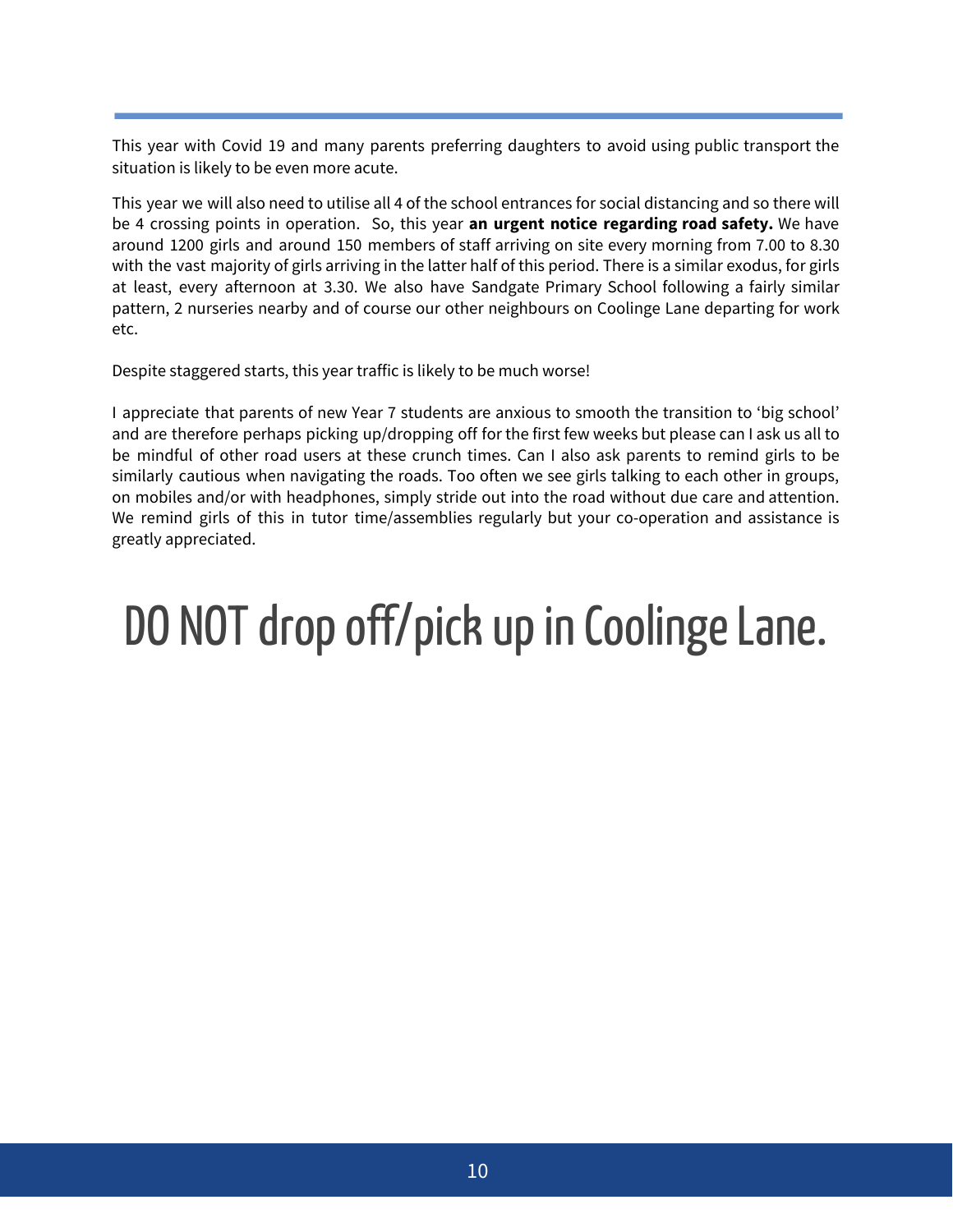This year with Covid 19 and many parents preferring daughters to avoid using public transport the situation is likely to be even more acute.

This year we will also need to utilise all 4 of the school entrances for social distancing and so there will be 4 crossing points in operation. So, this year **an urgent notice regarding road safety.** We have around 1200 girls and around 150 members of staff arriving on site every morning from 7.00 to 8.30 with the vast majority of girls arriving in the latter half of this period. There is a similar exodus, for girls at least, every afternoon at 3.30. We also have Sandgate Primary School following a fairly similar pattern, 2 nurseries nearby and of course our other neighbours on Coolinge Lane departing for work etc.

Despite staggered starts, this year traffic is likely to be much worse!

I appreciate that parents of new Year 7 students are anxious to smooth the transition to 'big school' and are therefore perhaps picking up/dropping off for the first few weeks but please can I ask us all to be mindful of other road users at these crunch times. Can I also ask parents to remind girls to be similarly cautious when navigating the roads. Too often we see girls talking to each other in groups, on mobiles and/or with headphones, simply stride out into the road without due care and attention. We remind girls of this in tutor time/assemblies regularly but your co-operation and assistance is greatly appreciated.

# DO NOT drop off/pick up in Coolinge Lane.